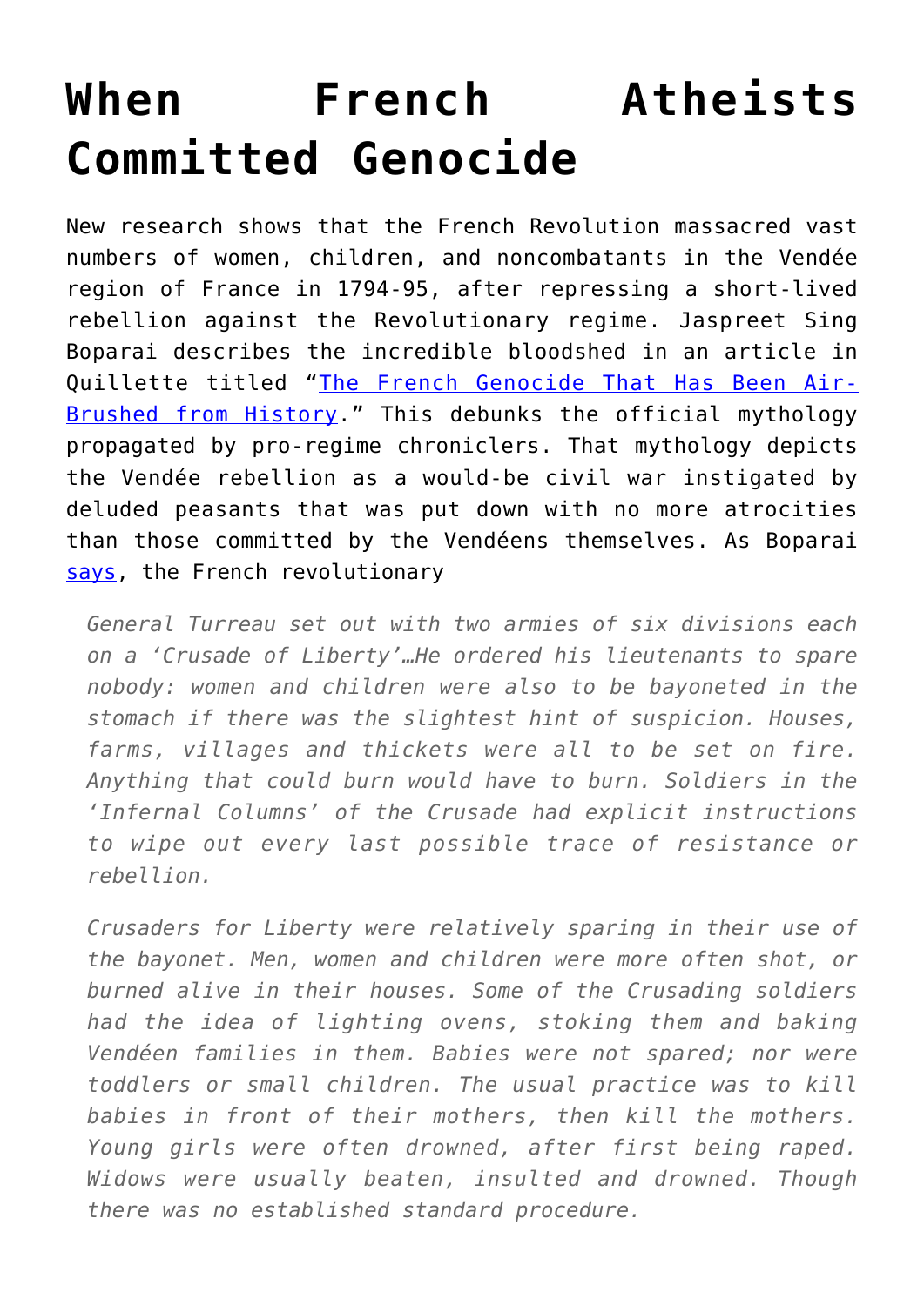# When French Atheists Committed Genocide

New research shows that the French Revolution massacred vast numbers of women, children, and noncombatants in the Vendée region of France in 1794-95, after repressing a short-lived rebellion against the Revolutionary regime. Jaspreet Sing Boparai describes the incredible bloodshed in an article in Quillette titled "[The French Genocide That Has Been Air-Brushed from History]()." This debunks the official mythology propagated by pro-regime chroniclers. That mythology depicts the Vendée rebellion as a would-be civil war instigated by deluded peasants that was put down with no more atrocities than those committed by the Vendéens themselves. As Boparai [says](), the French revolutionary

> *General Turreau set out with two armies of six divisions each on a 'Crusade of Liberty'…He ordered his lieutenants to spare nobody: women and children were also to be bayoneted in the stomach if there was the slightest hint of suspicion. Houses, farms, villages and thickets were all to be set on fire. Anything that could burn would have to burn. Soldiers in the 'Infernal Columns' of the Crusade had explicit instructions to wipe out every last possible trace of resistance or rebellion.*
>
> *Crusaders for Liberty were relatively sparing in their use of the bayonet. Men, women and children were more often shot, or burned alive in their houses. Some of the Crusading soldiers had the idea of lighting ovens, stoking them and baking Vendéen families in them. Babies were not spared; nor were toddlers or small children. The usual practice was to kill babies in front of their mothers, then kill the mothers. Young girls were often drowned, after first being raped. Widows were usually beaten, insulted and drowned. Though there was no established standard procedure.*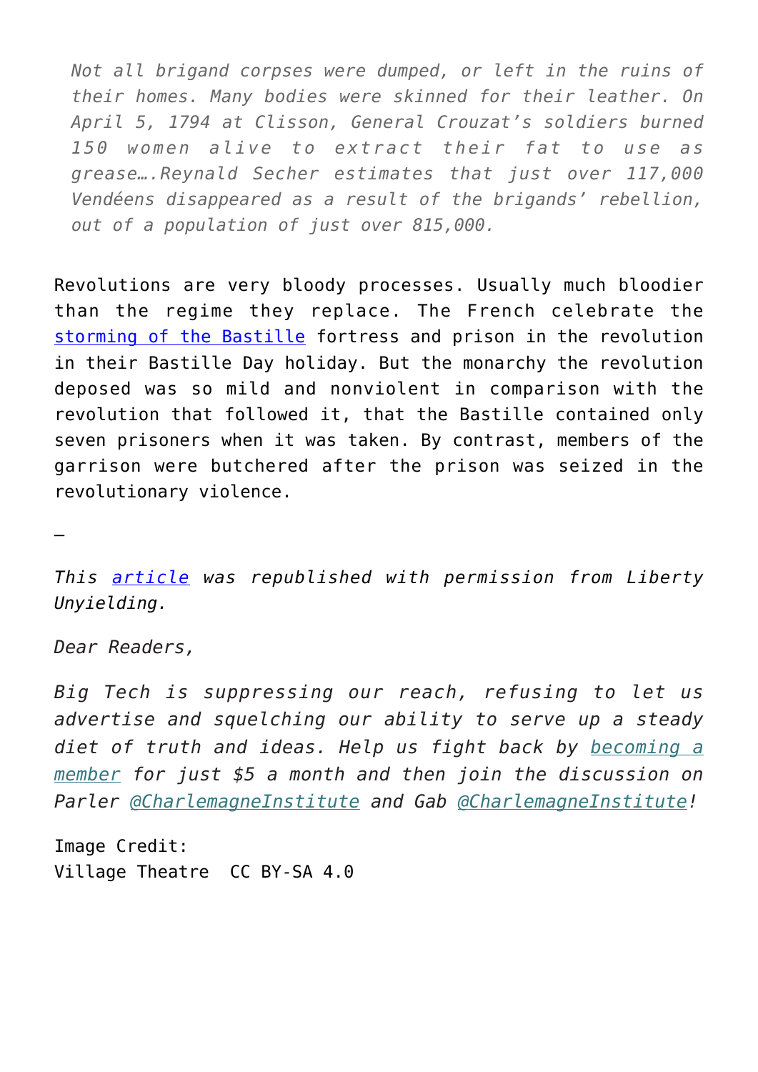> *Not all brigand corpses were dumped, or left in the ruins of their homes. Many bodies were skinned for their leather. On April 5, 1794 at Clisson, General Crouzat's soldiers burned 150 women alive to extract their fat to use as grease….Reynald Secher estimates that just over 117,000 Vendéens disappeared as a result of the brigands' rebellion, out of a population of just over 815,000.*

Revolutions are very bloody processes. Usually much bloodier than the regime they replace. The French celebrate the storming of the Bastille fortress and prison in the revolution in their Bastille Day holiday. But the monarchy the revolution deposed was so mild and nonviolent in comparison with the revolution that followed it, that the Bastille contained only seven prisoners when it was taken. By contrast, members of the garrison were butchered after the prison was seized in the revolutionary violence.

—

*This article was republished with permission from Liberty Unyielding.*

*Dear Readers,*

*Big Tech is suppressing our reach, refusing to let us advertise and squelching our ability to serve up a steady diet of truth and ideas. Help us fight back by becoming a member for just $5 a month and then join the discussion on Parler @CharlemagneInstitute and Gab @CharlemagneInstitute!*

Image Credit:
Village Theatre CC BY-SA 4.0